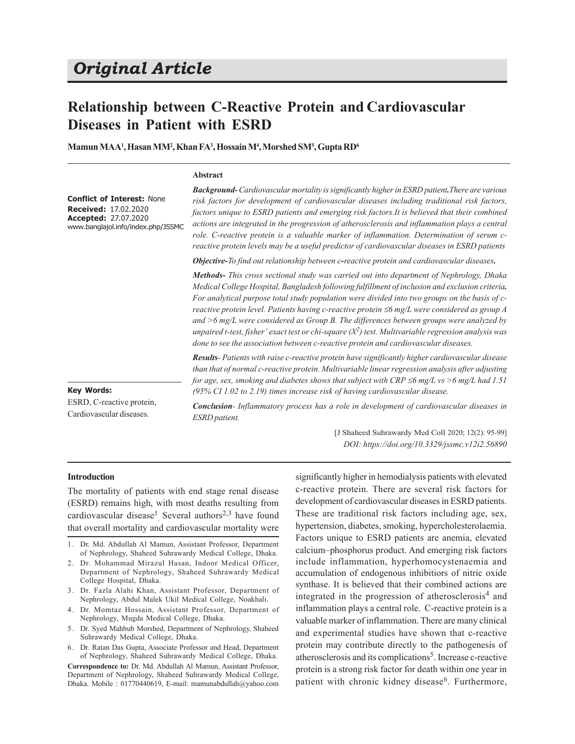# Original Article

# Relationship between C-Reactive Protein and Cardiovascular Diseases in Patient with ESRD

**Mamun MAA[1], Hasan MM[2], Khan FA[3], Hossain M[4], Morshed SM[5], Gupta RD[6]**

**Conflict of Interest:** None
**Received:** 17.02.2020
**Accepted:** 27.07.2020
www.banglajol.info/index.php/JSSMC

**Key Words:**
ESRD, C-reactive protein, Cardiovascular diseases.

## Abstract

***Background-*** *Cardiovascular mortality is significantly higher in ESRD patient.There are various risk factors for development of cardiovascular diseases including traditional risk factors, factors unique to ESRD patients and emerging risk factors.It is believed that their combined actions are integrated in the progression of atherosclerosis and inflammation plays a central role. C-reactive protein is a valuable marker of inflammation. Determination of serum c-reactive protein levels may be a useful predictor of cardiovascular diseases in ESRD patients*

***Objective-*** *To find out relationship between c-reactive protein and cardiovascular diseases.*

***Methods-*** *This cross sectional study was carried out into department of Nephrology, Dhaka Medical College Hospital, Bangladesh following fulfillment of inclusion and exclusion criteria. For analytical purpose total study population were divided into two groups on the basis of c-reactive protein level. Patients having c-reactive protein ≤6 mg/L were considered as group A and >6 mg/L were considered as Group B. The differences between groups were analyzed by unpaired t-test, fisher' exact test or chi-square ($X^2$) test. Multivariable regression analysis was done to see the association between c-reactive protein and cardiovascular diseases.*

***Results-*** *Patients with raise c-reactive protein have significantly higher cardiovascular disease than that of normal c-reactive protein. Multivariable linear regression analysis after adjusting for age, sex, smoking and diabetes shows that subject with CRP ≤6 mg/L vs >6 mg/L had 1.51 (95% CI 1.02 to 2.19) times increase risk of having cardiovascular disease.*

***Conclusion-*** *Inflammatory process has a role in development of cardiovascular diseases in ESRD patient.*

[J Shaheed Suhrawardy Med Coll 2020; 12(2): 95-99]
*DOI: https://doi.org/10.3329/jssmc.v12i2.56890*

## Introduction

The mortality of patients with end stage renal disease (ESRD) remains high, with most deaths resulting from cardiovascular disease[1]. Several authors[2,3] have found that overall mortality and cardiovascular mortality were significantly higher in hemodialysis patients with elevated c-reactive protein. There are several risk factors for development of cardiovascular diseases in ESRD patients. These are traditional risk factors including age, sex, hypertension, diabetes, smoking, hypercholesterolaemia. Factors unique to ESRD patients are anemia, elevated calcium–phosphorus product. And emerging risk factors include inflammation, hyperhomocystenaemia and accumulation of endogenous inhibitors of nitric oxide synthase. It is believed that their combined actions are integrated in the progression of atherosclerosis[4] and inflammation plays a central role. C-reactive protein is a valuable marker of inflammation. There are many clinical and experimental studies have shown that c-reactive protein may contribute directly to the pathogenesis of atherosclerosis and its complications[5]. Increase c-reactive protein is a strong risk factor for death within one year in patient with chronic kidney disease[6]. Furthermore,

1. Dr. Md. Abdullah Al Mamun, Assistant Professor, Department of Nephrology, Shaheed Suhrawardy Medical College, Dhaka.
2. Dr. Mohammad Mirazul Hasan, Indoor Medical Officer, Department of Nephrology, Shaheed Suhrawardy Medical College Hospital, Dhaka.
3. Dr. Fazla Alahi Khan, Assistant Professor, Department of Nephrology, Abdul Malek Ukil Medical College, Noakhali.
4. Dr. Momtaz Hossain, Assistant Professor, Department of Nephrology, Mugda Medical College, Dhaka.
5. Dr. Syed Mahbub Morshed, Department of Nephrology, Shaheed Suhrawardy Medical College, Dhaka.
6. Dr. Ratan Das Gupta, Associate Professor and Head, Department of Nephrology, Shaheed Suhrawardy Medical College, Dhaka.

**Correspondence to:** Dr. Md. Abdullah Al Mamun, Assistant Professor, Department of Nephrology, Shaheed Suhrawardy Medical College, Dhaka. Mobile : 01770440619, E-mail: mamunabdullah@yahoo.com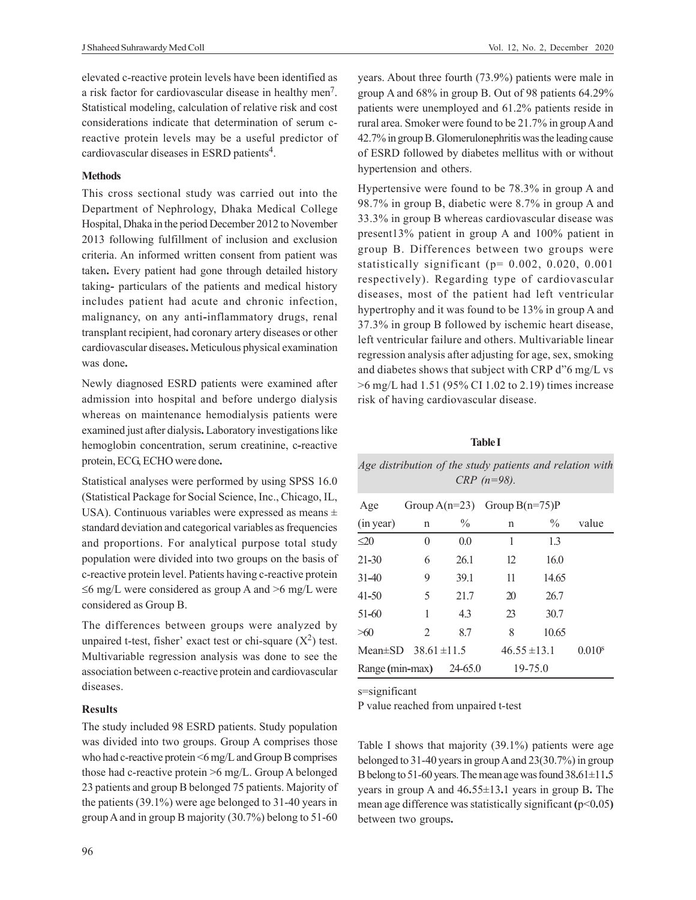elevated c-reactive protein levels have been identified as a risk factor for cardiovascular disease in healthy men[7]. Statistical modeling, calculation of relative risk and cost considerations indicate that determination of serum c-reactive protein levels may be a useful predictor of cardiovascular diseases in ESRD patients[4].

### Methods

This cross sectional study was carried out into the Department of Nephrology, Dhaka Medical College Hospital, Dhaka in the period December 2012 to November 2013 following fulfillment of inclusion and exclusion criteria. An informed written consent from patient was taken**.** Every patient had gone through detailed history taking**-** particulars of the patients and medical history includes patient had acute and chronic infection, malignancy, on any anti**-**inflammatory drugs, renal transplant recipient, had coronary artery diseases or other cardiovascular diseases**.** Meticulous physical examination was done**.**

Newly diagnosed ESRD patients were examined after admission into hospital and before undergo dialysis whereas on maintenance hemodialysis patients were examined just after dialysis**.** Laboratory investigations like hemoglobin concentration, serum creatinine, c**-**reactive protein, ECG, ECHO were done**.**

Statistical analyses were performed by using SPSS 16.0 (Statistical Package for Social Science, Inc., Chicago, IL, USA). Continuous variables were expressed as means ± standard deviation and categorical variables as frequencies and proportions. For analytical purpose total study population were divided into two groups on the basis of c-reactive protein level. Patients having c-reactive protein ≤6 mg/L were considered as group A and >6 mg/L were considered as Group B.

The differences between groups were analyzed by unpaired t-test, fisher' exact test or chi-square ($X^2$) test. Multivariable regression analysis was done to see the association between c-reactive protein and cardiovascular diseases.

### Results

The study included 98 ESRD patients. Study population was divided into two groups. Group A comprises those who had c-reactive protein <6 mg/L and Group B comprises those had c-reactive protein >6 mg/L. Group A belonged 23 patients and group B belonged 75 patients. Majority of the patients (39.1%) were age belonged to 31-40 years in group A and in group B majority (30.7%) belong to 51-60 years. About three fourth (73.9%) patients were male in group A and 68% in group B. Out of 98 patients 64.29% patients were unemployed and 61.2% patients reside in rural area. Smoker were found to be 21.7% in group A and 42.7% in group B. Glomerulonephritis was the leading cause of ESRD followed by diabetes mellitus with or without hypertension and others.

Hypertensive were found to be 78.3% in group A and 98.7% in group B, diabetic were 8.7% in group A and 33.3% in group B whereas cardiovascular disease was present13% patient in group A and 100% patient in group B. Differences between two groups were statistically significant (p= 0.002, 0.020, 0.001 respectively). Regarding type of cardiovascular diseases, most of the patient had left ventricular hypertrophy and it was found to be 13% in group A and 37.3% in group B followed by ischemic heart disease, left ventricular failure and others. Multivariable linear regression analysis after adjusting for age, sex, smoking and diabetes shows that subject with CRP d"6 mg/L vs >6 mg/L had 1.51 (95% CI 1.02 to 2.19) times increase risk of having cardiovascular disease.

**Table I**

*Age distribution of the study patients and relation with CRP (n=98).*

| Age | Group A(n=23) | | Group B(n=75) | | P |
|---|---|---|---|---|---|
| (in year) | n | % | n | % | value |
| ≤20 | 0 | 0.0 | 1 | 1.3 | |
| 21-30 | 6 | 26.1 | 12 | 16.0 | |
| 31-40 | 9 | 39.1 | 11 | 14.65 | |
| 41-50 | 5 | 21.7 | 20 | 26.7 | |
| 51-60 | 1 | 4.3 | 23 | 30.7 | |
| >60 | 2 | 8.7 | 8 | 10.65 | |
| Mean±SD | 38.61 ±11.5 | | 46.55 ±13.1 | | 0.010[s] |
| Range (min-max) | 24-65.0 | | 19-75.0 | | |

s=significant

P value reached from unpaired t-test

Table I shows that majority (39.1%) patients were age belonged to 31-40 years in group A and 23(30.7%) in group B belong to 51-60 years. The mean age was found 38**.**61±11**.**5 years in group A and 46**.**55±13**.**1 years in group B**.** The mean age difference was statistically significant **(**p<0**.**05**)** between two groups**.**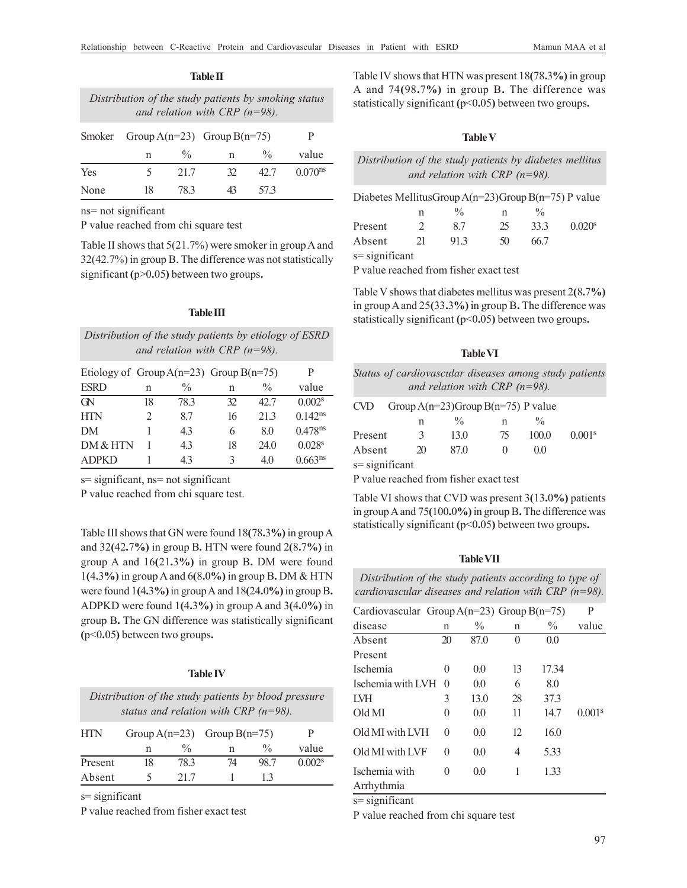**Table II**

*Distribution of the study patients by smoking status and relation with CRP (n=98).*

| Smoker | Group A(n=23) | | Group B(n=75) | | P |
|---|---|---|---|---|---|
| | n | % | n | % | value |
| Yes | 5 | 21.7 | 32 | 42.7 | 0.070[ns] |
| None | 18 | 78.3 | 43 | 57.3 | |

ns= not significant

P value reached from chi square test

Table II shows that 5(21.7%) were smoker in group A and 32(42.7%) in group B. The difference was not statistically significant (p>0.05) between two groups.

**Table III**

*Distribution of the study patients by etiology of ESRD and relation with CRP (n=98).*

| Etiology of ESRD | Group A(n=23) | | Group B(n=75) | | P value |
|---|---|---|---|---|---|
| | n | % | n | % | |
| GN | 18 | 78.3 | 32 | 42.7 | 0.002[s] |
| HTN | 2 | 8.7 | 16 | 21.3 | 0.142[ns] |
| DM | 1 | 4.3 | 6 | 8.0 | 0.478[ns] |
| DM & HTN | 1 | 4.3 | 18 | 24.0 | 0.028[s] |
| ADPKD | 1 | 4.3 | 3 | 4.0 | 0.663[ns] |

s= significant, ns= not significant

P value reached from chi square test.

Table III shows that GN were found 18(78.3%) in group A and 32(42.7%) in group B. HTN were found 2(8.7%) in group A and 16(21.3%) in group B. DM were found 1(4.3%) in group A and 6(8.0%) in group B. DM & HTN were found 1(4.3%) in group A and 18(24.0%) in group B. ADPKD were found 1(4.3%) in group A and 3(4.0%) in group B. The GN difference was statistically significant (p<0.05) between two groups.

**Table IV**

*Distribution of the study patients by blood pressure status and relation with CRP (n=98).*

| HTN | Group A(n=23) | | Group B(n=75) | | P |
|---|---|---|---|---|---|
| | n | % | n | % | value |
| Present | 18 | 78.3 | 74 | 98.7 | 0.002[s] |
| Absent | 5 | 21.7 | 1 | 1.3 | |

s= significant

P value reached from fisher exact test

Table IV shows that HTN was present 18(78.3%) in group A and 74(98.7%) in group B. The difference was statistically significant (p<0.05) between two groups.

**Table V**

*Distribution of the study patients by diabetes mellitus and relation with CRP (n=98).*

| Diabetes Mellitus | Group A(n=23) | | Group B(n=75) | | P value |
|---|---|---|---|---|---|
| | n | % | n | % | |
| Present | 2 | 8.7 | 25 | 33.3 | 0.020[s] |
| Absent | 21 | 91.3 | 50 | 66.7 | |

s= significant

P value reached from fisher exact test

Table V shows that diabetes mellitus was present 2(8.7%) in group A and 25(33.3%) in group B. The difference was statistically significant (p<0.05) between two groups.

**Table VI**

*Status of cardiovascular diseases among study patients and relation with CRP (n=98).*

| CVD | Group A(n=23) | | Group B(n=75) | | P value |
|---|---|---|---|---|---|
| | n | % | n | % | |
| Present | 3 | 13.0 | 75 | 100.0 | 0.001[s] |
| Absent | 20 | 87.0 | 0 | 0.0 | |

s= significant

P value reached from fisher exact test

Table VI shows that CVD was present 3(13.0%) patients in group A and 75(100.0%) in group B. The difference was statistically significant (p<0.05) between two groups.

**Table VII**

*Distribution of the study patients according to type of cardiovascular diseases and relation with CRP (n=98).*

| Cardiovascular disease | Group A(n=23) | | Group B(n=75) | | P value |
|---|---|---|---|---|---|
| | n | % | n | % | |
| Absent | 20 | 87.0 | 0 | 0.0 | |
| Present | | | | | |
| Ischemia | 0 | 0.0 | 13 | 17.34 | |
| Ischemia with LVH | 0 | 0.0 | 6 | 8.0 | |
| LVH | 3 | 13.0 | 28 | 37.3 | |
| Old MI | 0 | 0.0 | 11 | 14.7 | 0.001[s] |
| Old MI with LVH | 0 | 0.0 | 12 | 16.0 | |
| Old MI with LVF | 0 | 0.0 | 4 | 5.33 | |
| Ischemia with Arrhythmia | 0 | 0.0 | 1 | 1.33 | |

s= significant

P value reached from chi square test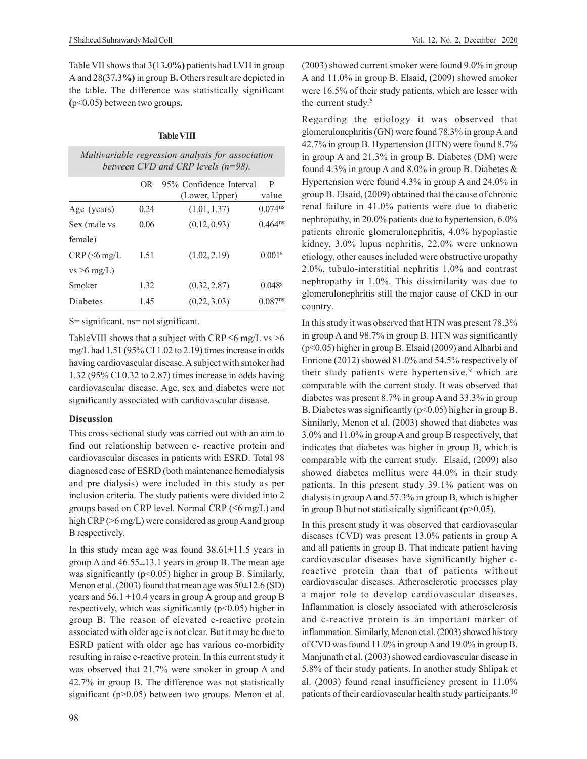Table VII shows that 3**(**13**.**0**%)** patients had LVH in group A and 28**(**37**.**3**%)** in group B**.** Others result are depicted in the table**.** The difference was statistically significant **(**$p<0.05$**)** between two groups**.**

**Table VIII**

*Multivariable regression analysis for association between CVD and CRP levels (n=98).*

| | OR | 95% Confidence Interval (Lower, Upper) | P value |
|---|---|---|---|
| Age (years) | 0.24 | (1.01, 1.37) | $0.074^{ns}$ |
| Sex (male vs female) | 0.06 | (0.12, 0.93) | $0.464^{ns}$ |
| CRP (≤6 mg/L vs >6 mg/L) | 1.51 | (1.02, 2.19) | $0.001^{s}$ |
| Smoker | 1.32 | (0.32, 2.87) | $0.048^{s}$ |
| Diabetes | 1.45 | (0.22, 3.03) | $0.087^{ns}$ |

S= significant, ns= not significant.

TableVIII shows that a subject with CRP ≤6 mg/L vs >6 mg/L had 1.51 (95% CI 1.02 to 2.19) times increase in odds having cardiovascular disease. A subject with smoker had 1.32 (95% CI 0.32 to 2.87) times increase in odds having cardiovascular disease. Age, sex and diabetes were not significantly associated with cardiovascular disease.

## Discussion

This cross sectional study was carried out with an aim to find out relationship between c- reactive protein and cardiovascular diseases in patients with ESRD. Total 98 diagnosed case of ESRD (both maintenance hemodialysis and pre dialysis) were included in this study as per inclusion criteria. The study patients were divided into 2 groups based on CRP level. Normal CRP (≤6 mg/L) and high CRP (>6 mg/L) were considered as group A and group B respectively.

In this study mean age was found 38.61±11.5 years in group A and 46.55±13.1 years in group B. The mean age was significantly ($p<0.05$) higher in group B. Similarly, Menon et al. (2003) found that mean age was 50±12.6 (SD) years and 56.1 ±10.4 years in group A group and group B respectively, which was significantly ($p<0.05$) higher in group B. The reason of elevated c-reactive protein associated with older age is not clear. But it may be due to ESRD patient with older age has various co-morbidity resulting in raise c-reactive protein. In this current study it was observed that 21.7% were smoker in group A and 42.7% in group B. The difference was not statistically significant ($p>0.05$) between two groups. Menon et al. (2003) showed current smoker were found 9.0% in group A and 11.0% in group B. Elsaid, (2009) showed smoker were 16.5% of their study patients, which are lesser with the current study.[8]

Regarding the etiology it was observed that glomerulonephritis (GN) were found 78.3% in group A and 42.7% in group B. Hypertension (HTN) were found 8.7% in group A and 21.3% in group B. Diabetes (DM) were found 4.3% in group A and 8.0% in group B. Diabetes & Hypertension were found 4.3% in group A and 24.0% in group B. Elsaid, (2009) obtained that the cause of chronic renal failure in 41.0% patients were due to diabetic nephropathy, in 20.0% patients due to hypertension, 6.0% patients chronic glomerulonephritis, 4.0% hypoplastic kidney, 3.0% lupus nephritis, 22.0% were unknown etiology, other causes included were obstructive uropathy 2.0%, tubulo-interstitial nephritis 1.0% and contrast nephropathy in 1.0%. This dissimilarity was due to glomerulonephritis still the major cause of CKD in our country.

In this study it was observed that HTN was present 78.3% in group A and 98.7% in group B. HTN was significantly ($p<0.05$) higher in group B. Elsaid (2009) and Alharbi and Enrione (2012) showed 81.0% and 54.5% respectively of their study patients were hypertensive,[9] which are comparable with the current study. It was observed that diabetes was present 8.7% in group A and 33.3% in group B. Diabetes was significantly ($p<0.05$) higher in group B. Similarly, Menon et al. (2003) showed that diabetes was 3.0% and 11.0% in group A and group B respectively, that indicates that diabetes was higher in group B, which is comparable with the current study. Elsaid, (2009) also showed diabetes mellitus were 44.0% in their study patients. In this present study 39.1% patient was on dialysis in group A and 57.3% in group B, which is higher in group B but not statistically significant ($p>0.05$).

In this present study it was observed that cardiovascular diseases (CVD) was present 13.0% patients in group A and all patients in group B. That indicate patient having cardiovascular diseases have significantly higher c-reactive protein than that of patients without cardiovascular diseases. Atherosclerotic processes play a major role to develop cardiovascular diseases. Inflammation is closely associated with atherosclerosis and c-reactive protein is an important marker of inflammation. Similarly, Menon et al. (2003) showed history of CVD was found 11.0% in group A and 19.0% in group B. Manjunath et al. (2003) showed cardiovascular disease in 5.8% of their study patients. In another study Shlipak et al. (2003) found renal insufficiency present in 11.0% patients of their cardiovascular health study participants.[10]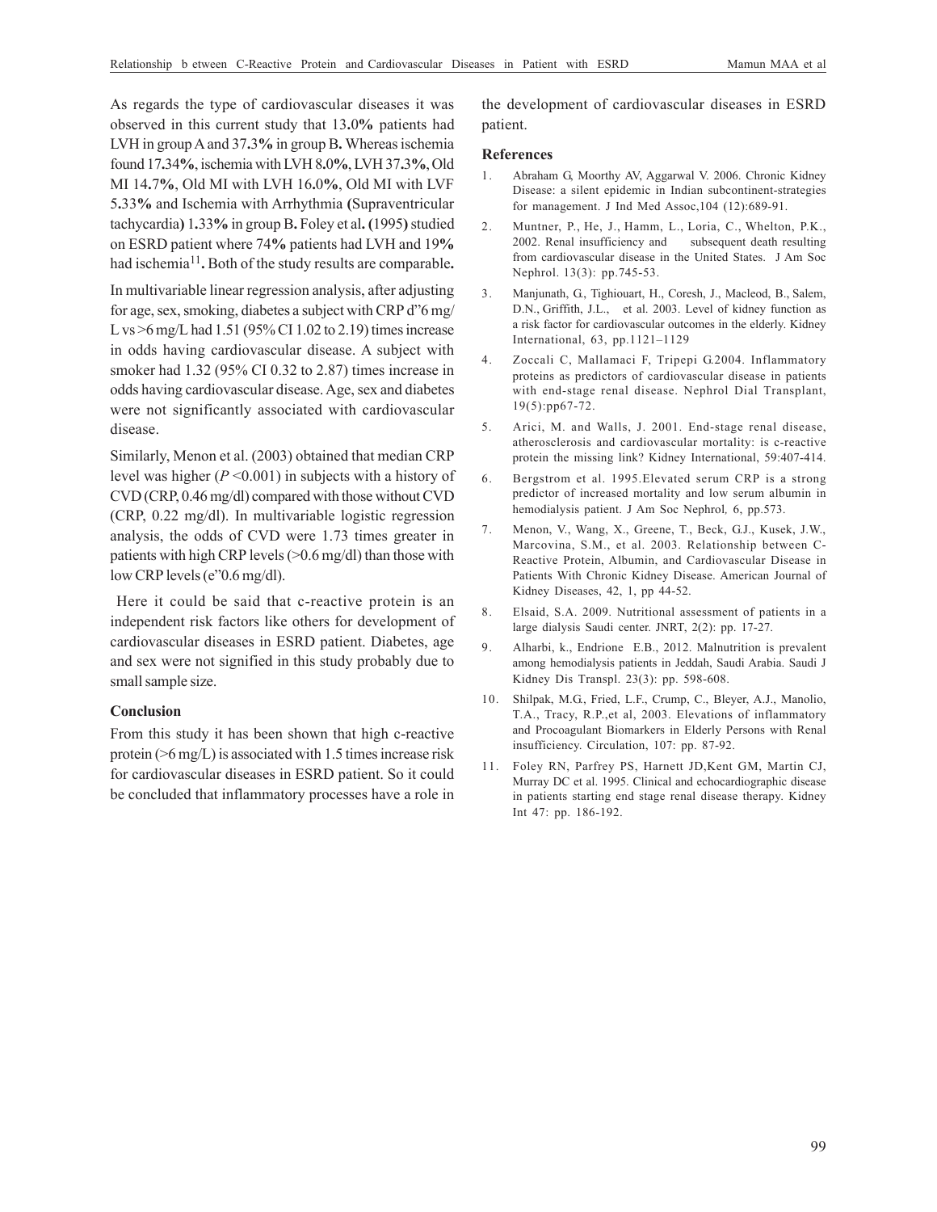As regards the type of cardiovascular diseases it was observed in this current study that 13**.**0**%** patients had LVH in group A and 37**.**3**%** in group B**.** Whereas ischemia found 17**.**34**%**, ischemia with LVH 8**.**0**%**, LVH 37**.**3**%**, Old MI 14**.**7**%**, Old MI with LVH 16**.**0**%**, Old MI with LVF 5**.**33**%** and Ischemia with Arrhythmia **(**Supraventricular tachycardia**)** 1**.**33**%** in group B**.** Foley et al**. (**1995**)** studied on ESRD patient where 74**%** patients had LVH and 19**%** had ischemia[11]**.** Both of the study results are comparable**.**

In multivariable linear regression analysis, after adjusting for age, sex, smoking, diabetes a subject with CRP d"6 mg/L vs >6 mg/L had 1.51 (95% CI 1.02 to 2.19) times increase in odds having cardiovascular disease. A subject with smoker had 1.32 (95% CI 0.32 to 2.87) times increase in odds having cardiovascular disease. Age, sex and diabetes were not significantly associated with cardiovascular disease.

Similarly, Menon et al. (2003) obtained that median CRP level was higher (*P* <0.001) in subjects with a history of CVD (CRP, 0.46 mg/dl) compared with those without CVD (CRP, 0.22 mg/dl). In multivariable logistic regression analysis, the odds of CVD were 1.73 times greater in patients with high CRP levels (>0.6 mg/dl) than those with low CRP levels (e"0.6 mg/dl).

Here it could be said that c-reactive protein is an independent risk factors like others for development of cardiovascular diseases in ESRD patient. Diabetes, age and sex were not signified in this study probably due to small sample size.

### Conclusion

From this study it has been shown that high c-reactive protein (>6 mg/L) is associated with 1.5 times increase risk for cardiovascular diseases in ESRD patient. So it could be concluded that inflammatory processes have a role in the development of cardiovascular diseases in ESRD patient.

### References

1. Abraham G, Moorthy AV, Aggarwal V. 2006. Chronic Kidney Disease: a silent epidemic in Indian subcontinent-strategies for management. J Ind Med Assoc,104 (12):689-91.
2. Muntner, P., He, J., Hamm, L., Loria, C., Whelton, P.K., 2002. Renal insufficiency and subsequent death resulting from cardiovascular disease in the United States. J Am Soc Nephrol. 13(3): pp.745-53.
3. Manjunath, G., Tighiouart, H., Coresh, J., Macleod, B., Salem, D.N., Griffith, J.L., et al. 2003. Level of kidney function as a risk factor for cardiovascular outcomes in the elderly. Kidney International, 63, pp.1121–1129
4. Zoccali C, Mallamaci F, Tripepi G.2004. Inflammatory proteins as predictors of cardiovascular disease in patients with end-stage renal disease. Nephrol Dial Transplant, 19(5):pp67-72.
5. Arici, M. and Walls, J. 2001. End-stage renal disease, atherosclerosis and cardiovascular mortality: is c-reactive protein the missing link? Kidney International, 59:407-414.
6. Bergstrom et al. 1995.Elevated serum CRP is a strong predictor of increased mortality and low serum albumin in hemodialysis patient. J Am Soc Nephrol*,* 6, pp.573.
7. Menon, V., Wang, X., Greene, T., Beck, G.J., Kusek, J.W., Marcovina, S.M., et al. 2003. Relationship between C-Reactive Protein, Albumin, and Cardiovascular Disease in Patients With Chronic Kidney Disease. American Journal of Kidney Diseases, 42, 1, pp 44-52.
8. Elsaid, S.A. 2009. Nutritional assessment of patients in a large dialysis Saudi center. JNRT, 2(2): pp. 17-27.
9. Alharbi, k., Endrione E.B., 2012. Malnutrition is prevalent among hemodialysis patients in Jeddah, Saudi Arabia. Saudi J Kidney Dis Transpl. 23(3): pp. 598-608.
10. Shilpak, M.G., Fried, L.F., Crump, C., Bleyer, A.J., Manolio, T.A., Tracy, R.P.,et al, 2003. Elevations of inflammatory and Procoagulant Biomarkers in Elderly Persons with Renal insufficiency. Circulation, 107: pp. 87-92.
11. Foley RN, Parfrey PS, Harnett JD,Kent GM, Martin CJ, Murray DC et al. 1995. Clinical and echocardiographic disease in patients starting end stage renal disease therapy. Kidney Int 47: pp. 186-192.